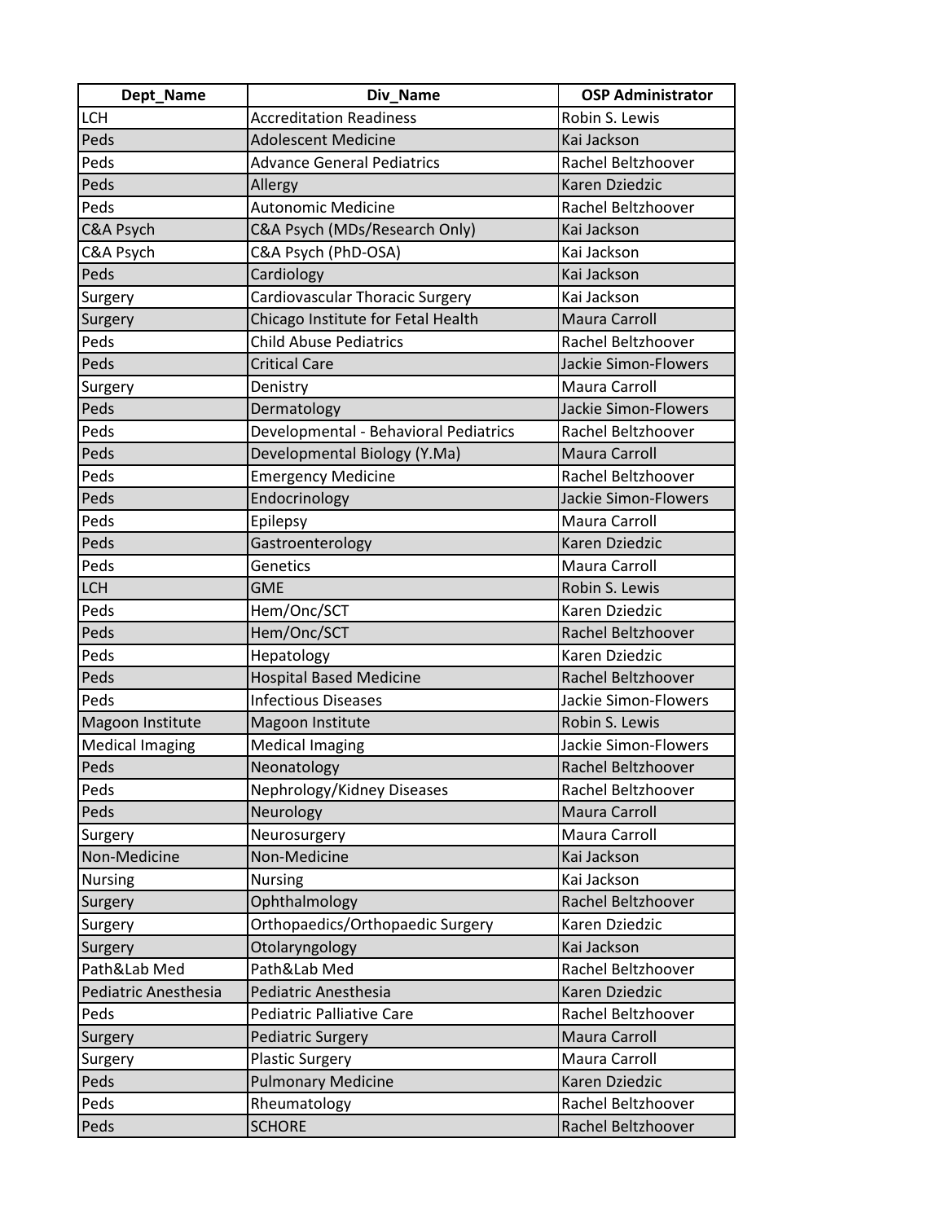| Dept_Name | Div_Name | OSP Administrator |
|---|---|---|
| LCH | Accreditation Readiness | Robin S. Lewis |
| Peds | Adolescent Medicine | Kai Jackson |
| Peds | Advance General Pediatrics | Rachel Beltzhoover |
| Peds | Allergy | Karen Dziedzic |
| Peds | Autonomic Medicine | Rachel Beltzhoover |
| C&A Psych | C&A Psych (MDs/Research Only) | Kai Jackson |
| C&A Psych | C&A Psych (PhD-OSA) | Kai Jackson |
| Peds | Cardiology | Kai Jackson |
| Surgery | Cardiovascular Thoracic Surgery | Kai Jackson |
| Surgery | Chicago Institute for Fetal Health | Maura Carroll |
| Peds | Child Abuse Pediatrics | Rachel Beltzhoover |
| Peds | Critical Care | Jackie Simon-Flowers |
| Surgery | Denistry | Maura Carroll |
| Peds | Dermatology | Jackie Simon-Flowers |
| Peds | Developmental - Behavioral Pediatrics | Rachel Beltzhoover |
| Peds | Developmental Biology (Y.Ma) | Maura Carroll |
| Peds | Emergency Medicine | Rachel Beltzhoover |
| Peds | Endocrinology | Jackie Simon-Flowers |
| Peds | Epilepsy | Maura Carroll |
| Peds | Gastroenterology | Karen Dziedzic |
| Peds | Genetics | Maura Carroll |
| LCH | GME | Robin S. Lewis |
| Peds | Hem/Onc/SCT | Karen Dziedzic |
| Peds | Hem/Onc/SCT | Rachel Beltzhoover |
| Peds | Hepatology | Karen Dziedzic |
| Peds | Hospital Based Medicine | Rachel Beltzhoover |
| Peds | Infectious Diseases | Jackie Simon-Flowers |
| Magoon Institute | Magoon Institute | Robin S. Lewis |
| Medical Imaging | Medical Imaging | Jackie Simon-Flowers |
| Peds | Neonatology | Rachel Beltzhoover |
| Peds | Nephrology/Kidney Diseases | Rachel Beltzhoover |
| Peds | Neurology | Maura Carroll |
| Surgery | Neurosurgery | Maura Carroll |
| Non-Medicine | Non-Medicine | Kai Jackson |
| Nursing | Nursing | Kai Jackson |
| Surgery | Ophthalmology | Rachel Beltzhoover |
| Surgery | Orthopaedics/Orthopaedic Surgery | Karen Dziedzic |
| Surgery | Otolaryngology | Kai Jackson |
| Path&Lab Med | Path&Lab Med | Rachel Beltzhoover |
| Pediatric Anesthesia | Pediatric Anesthesia | Karen Dziedzic |
| Peds | Pediatric Palliative Care | Rachel Beltzhoover |
| Surgery | Pediatric Surgery | Maura Carroll |
| Surgery | Plastic Surgery | Maura Carroll |
| Peds | Pulmonary Medicine | Karen Dziedzic |
| Peds | Rheumatology | Rachel Beltzhoover |
| Peds | SCHORE | Rachel Beltzhoover |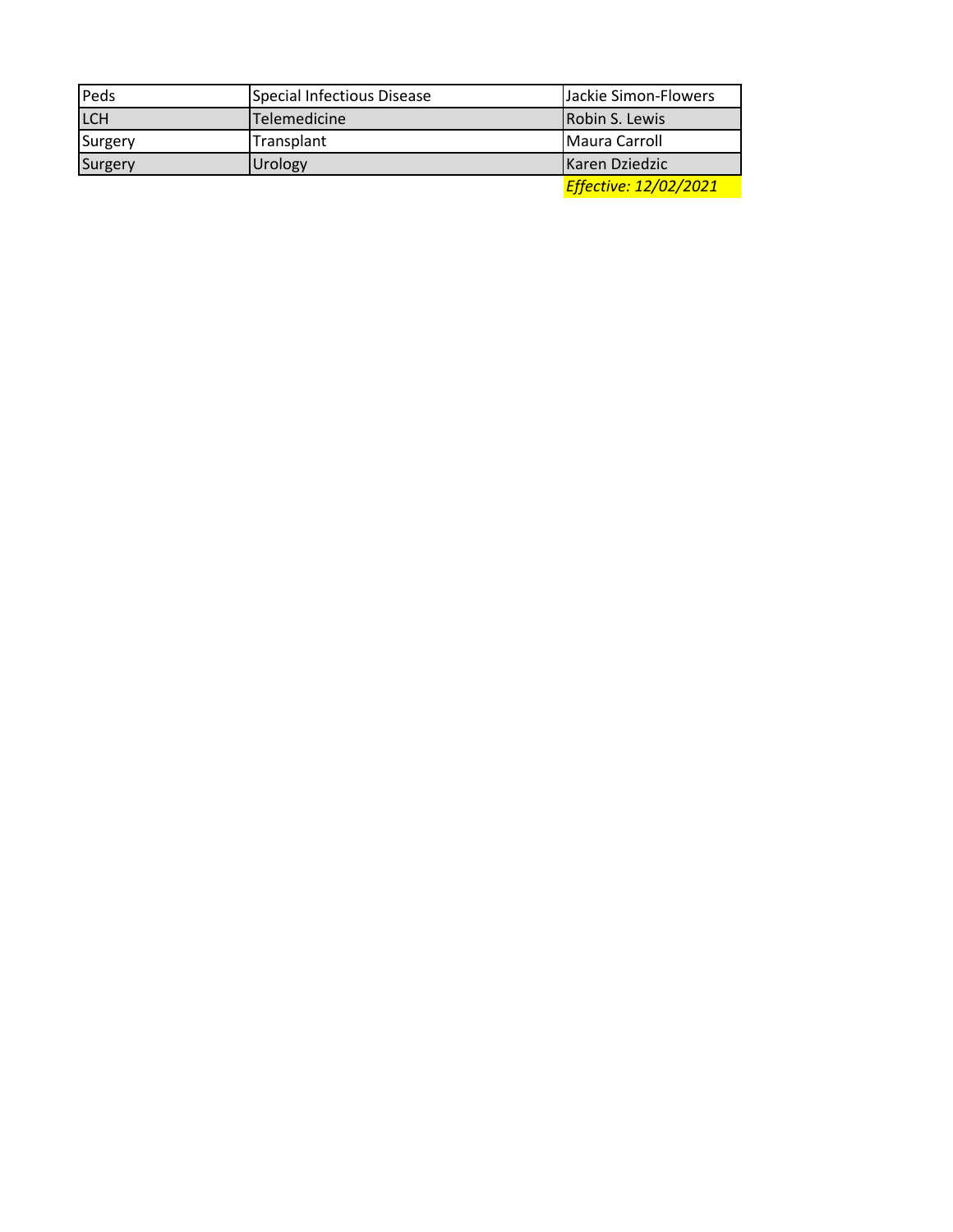| | | |
|---|---|---|
| Peds | Special Infectious Disease | Jackie Simon-Flowers |
| LCH | Telemedicine | Robin S. Lewis |
| Surgery | Transplant | Maura Carroll |
| Surgery | Urology | Karen Dziedzic |

*Effective: 12/02/2021*